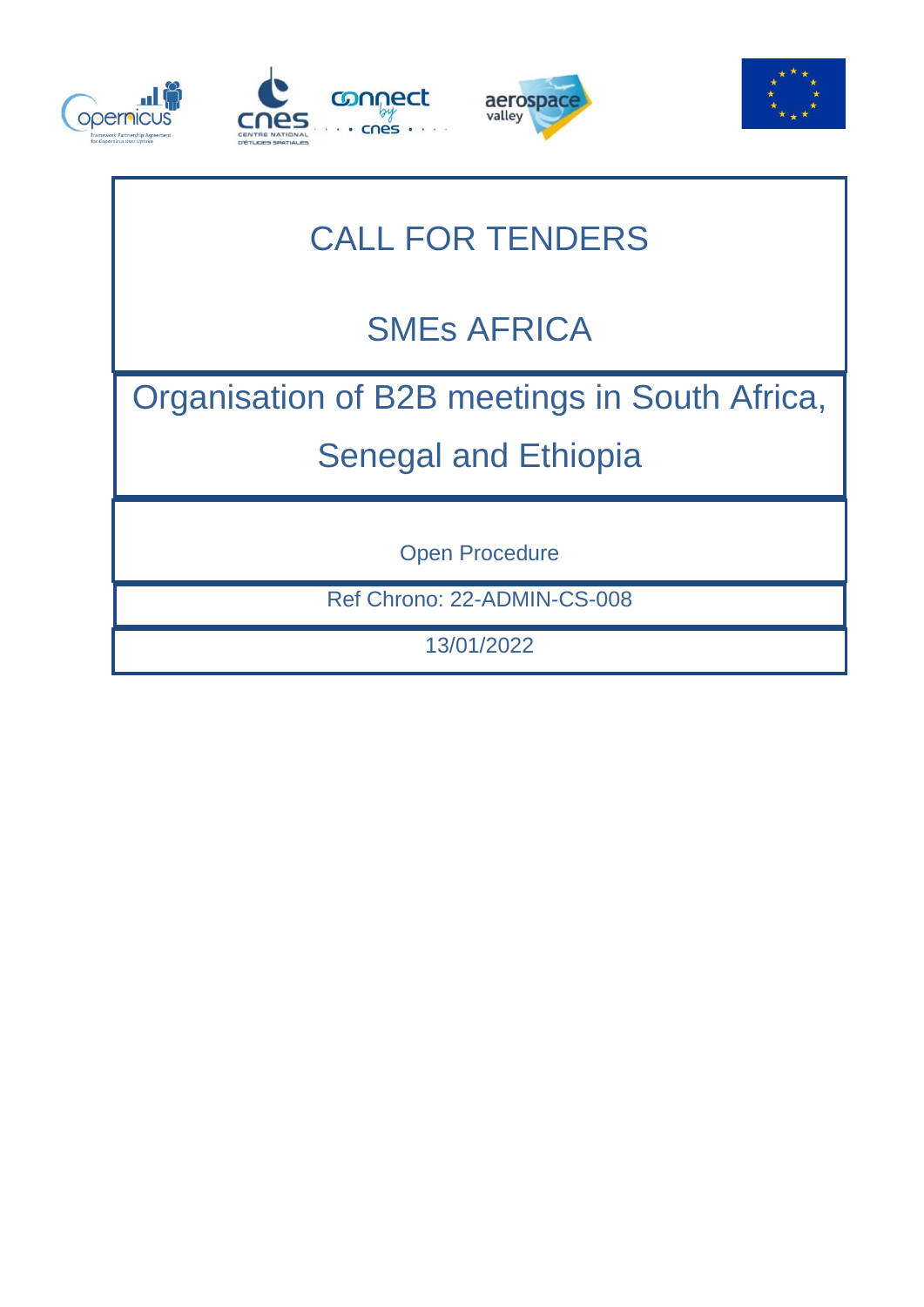# CALL FOR TENDERS

# SMEs AFRICA

## Organisation of B2B meetings in South Africa, Senegal and Ethiopia

Open Procedure

Ref Chrono: 22-ADMIN-CS-008

13/01/2022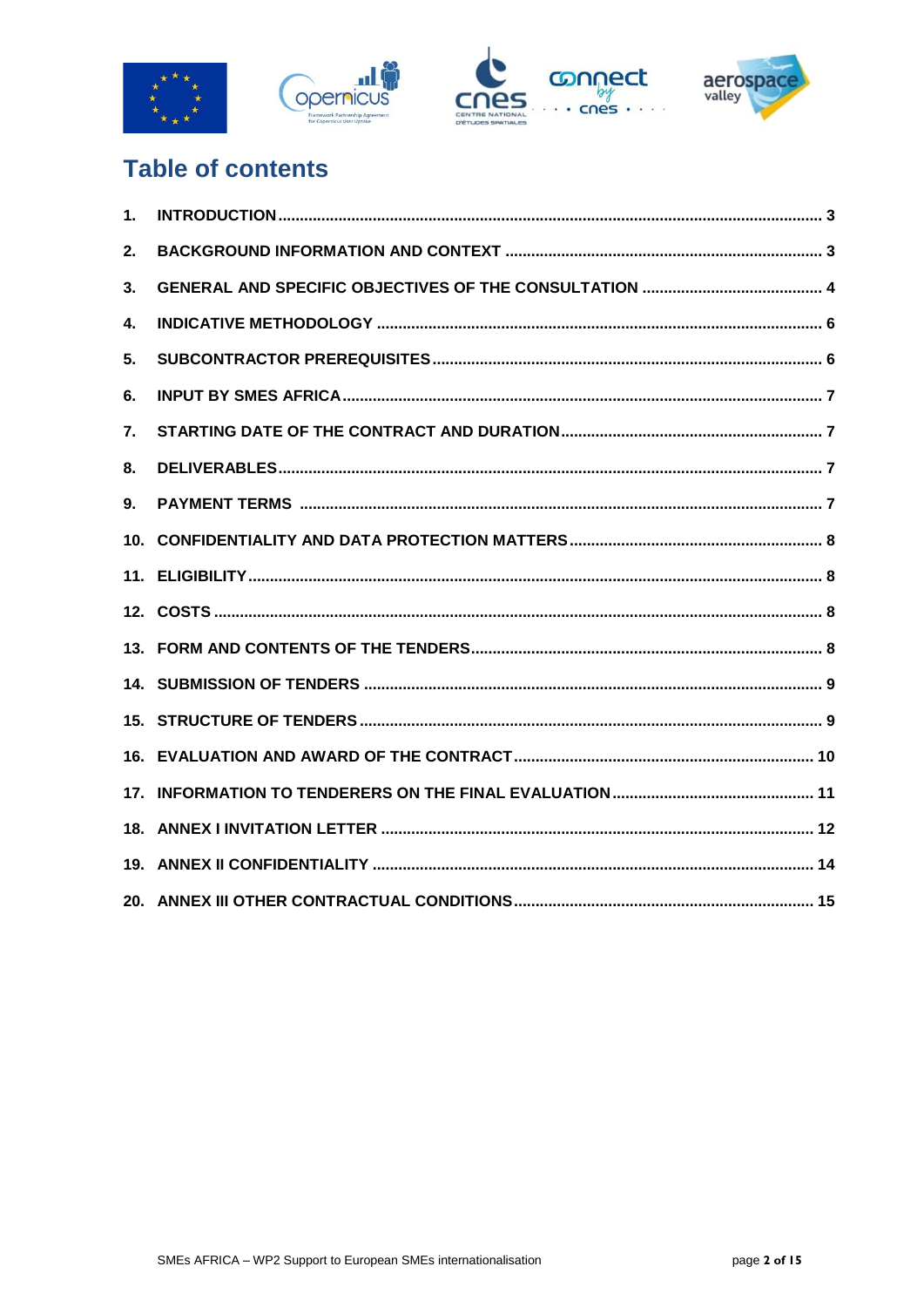## Table of contents

1. INTRODUCTION ........................................................................................................................ 3
2. BACKGROUND INFORMATION AND CONTEXT ........................................................................ 3
3. GENERAL AND SPECIFIC OBJECTIVES OF THE CONSULTATION ........................................ 4
4. INDICATIVE METHODOLOGY .................................................................................................... 6
5. SUBCONTRACTOR PREREQUISITES ....................................................................................... 6
6. INPUT BY SMES AFRICA ............................................................................................................ 7
7. STARTING DATE OF THE CONTRACT AND DURATION .......................................................... 7
8. DELIVERABLES ........................................................................................................................... 7
9. PAYMENT TERMS ...................................................................................................................... 7
10. CONFIDENTIALITY AND DATA PROTECTION MATTERS ........................................................ 8
11. ELIGIBILITY .................................................................................................................................. 8
12. COSTS .......................................................................................................................................... 8
13. FORM AND CONTENTS OF THE TENDERS .............................................................................. 8
14. SUBMISSION OF TENDERS ........................................................................................................ 9
15. STRUCTURE OF TENDERS ........................................................................................................ 9
16. EVALUATION AND AWARD OF THE CONTRACT .................................................................... 10
17. INFORMATION TO TENDERERS ON THE FINAL EVALUATION ............................................. 11
18. ANNEX I INVITATION LETTER .................................................................................................. 12
19. ANNEX II CONFIDENTIALITY .................................................................................................... 14
20. ANNEX III OTHER CONTRACTUAL CONDITIONS .................................................................... 15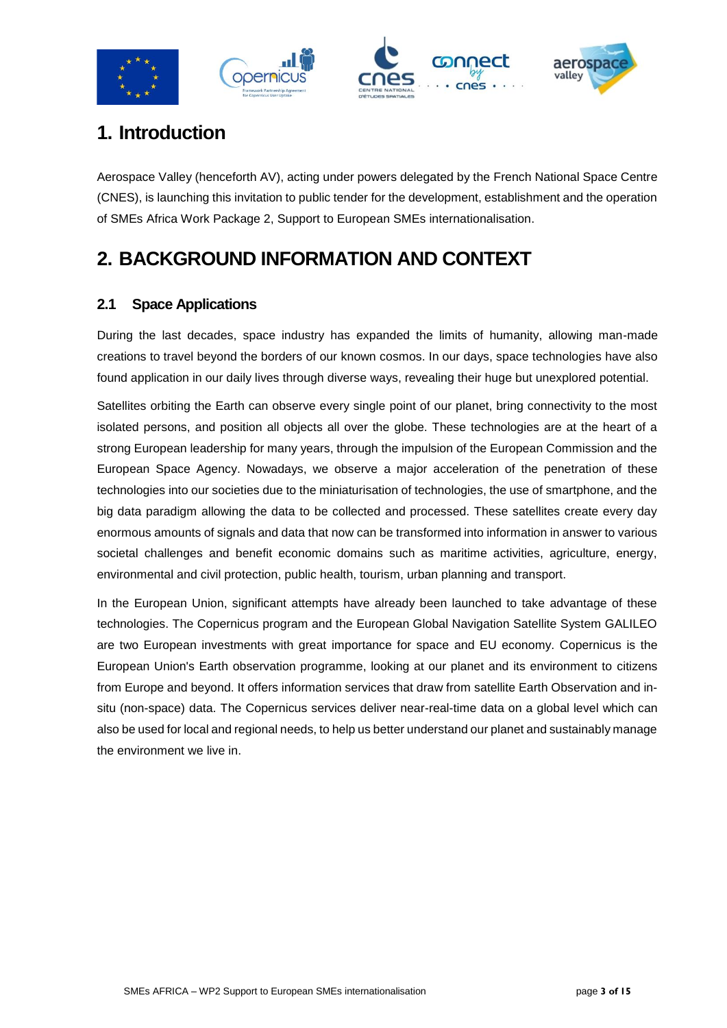# 1. Introduction

Aerospace Valley (henceforth AV), acting under powers delegated by the French National Space Centre (CNES), is launching this invitation to public tender for the development, establishment and the operation of SMEs Africa Work Package 2, Support to European SMEs internationalisation.

# 2. BACKGROUND INFORMATION AND CONTEXT

## 2.1 Space Applications

During the last decades, space industry has expanded the limits of humanity, allowing man-made creations to travel beyond the borders of our known cosmos. In our days, space technologies have also found application in our daily lives through diverse ways, revealing their huge but unexplored potential.

Satellites orbiting the Earth can observe every single point of our planet, bring connectivity to the most isolated persons, and position all objects all over the globe. These technologies are at the heart of a strong European leadership for many years, through the impulsion of the European Commission and the European Space Agency. Nowadays, we observe a major acceleration of the penetration of these technologies into our societies due to the miniaturisation of technologies, the use of smartphone, and the big data paradigm allowing the data to be collected and processed. These satellites create every day enormous amounts of signals and data that now can be transformed into information in answer to various societal challenges and benefit economic domains such as maritime activities, agriculture, energy, environmental and civil protection, public health, tourism, urban planning and transport.

In the European Union, significant attempts have already been launched to take advantage of these technologies. The Copernicus program and the European Global Navigation Satellite System GALILEO are two European investments with great importance for space and EU economy. Copernicus is the European Union's Earth observation programme, looking at our planet and its environment to citizens from Europe and beyond. It offers information services that draw from satellite Earth Observation and in-situ (non-space) data. The Copernicus services deliver near-real-time data on a global level which can also be used for local and regional needs, to help us better understand our planet and sustainably manage the environment we live in.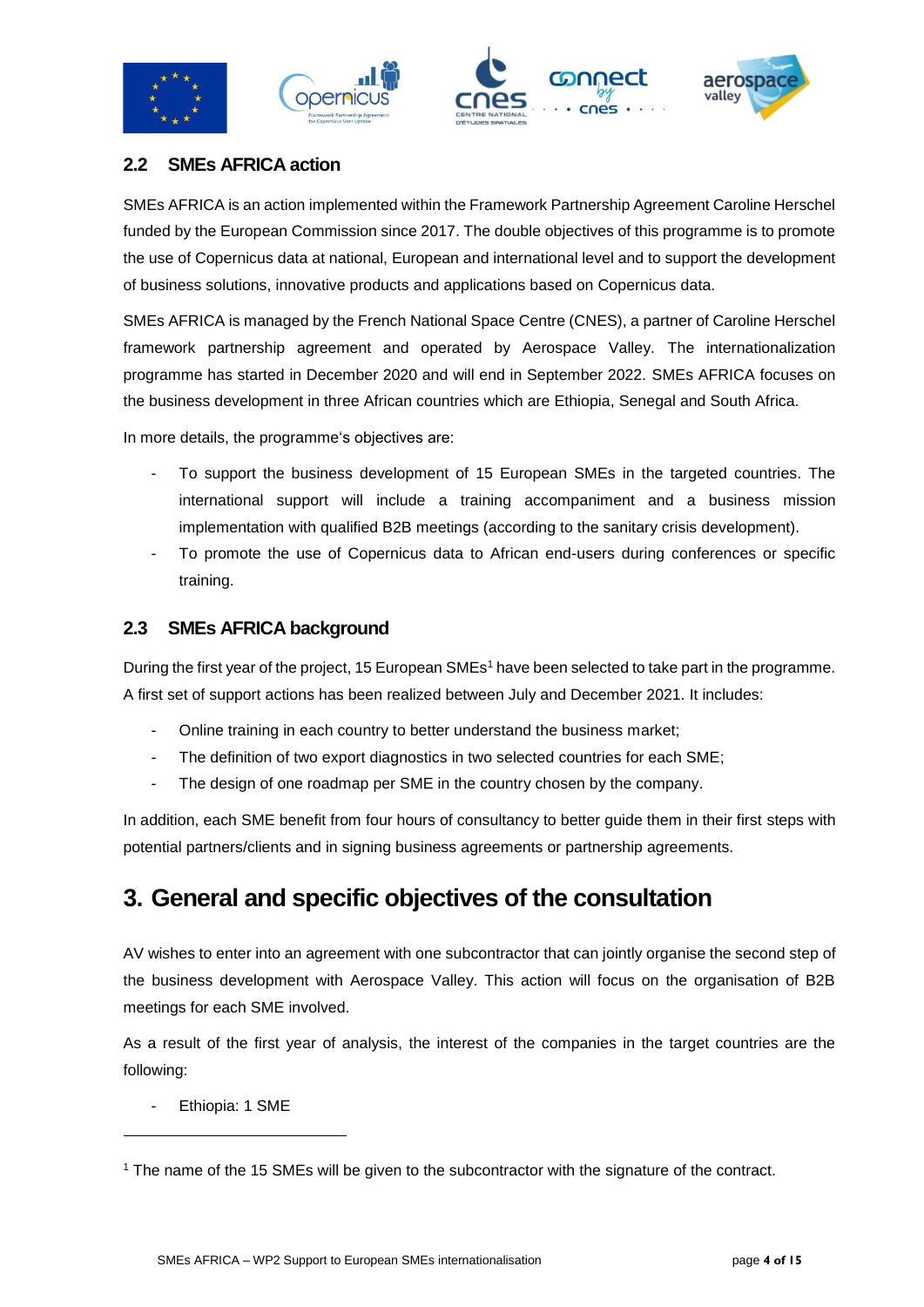### 2.2 SMEs AFRICA action

SMEs AFRICA is an action implemented within the Framework Partnership Agreement Caroline Herschel funded by the European Commission since 2017. The double objectives of this programme is to promote the use of Copernicus data at national, European and international level and to support the development of business solutions, innovative products and applications based on Copernicus data.

SMEs AFRICA is managed by the French National Space Centre (CNES), a partner of Caroline Herschel framework partnership agreement and operated by Aerospace Valley. The internationalization programme has started in December 2020 and will end in September 2022. SMEs AFRICA focuses on the business development in three African countries which are Ethiopia, Senegal and South Africa.

In more details, the programme's objectives are:

- To support the business development of 15 European SMEs in the targeted countries. The international support will include a training accompaniment and a business mission implementation with qualified B2B meetings (according to the sanitary crisis development).
- To promote the use of Copernicus data to African end-users during conferences or specific training.

### 2.3 SMEs AFRICA background

During the first year of the project, 15 European SMEs[1] have been selected to take part in the programme. A first set of support actions has been realized between July and December 2021. It includes:

- Online training in each country to better understand the business market;
- The definition of two export diagnostics in two selected countries for each SME;
- The design of one roadmap per SME in the country chosen by the company.

In addition, each SME benefit from four hours of consultancy to better guide them in their first steps with potential partners/clients and in signing business agreements or partnership agreements.

## 3. General and specific objectives of the consultation

AV wishes to enter into an agreement with one subcontractor that can jointly organise the second step of the business development with Aerospace Valley. This action will focus on the organisation of B2B meetings for each SME involved.

As a result of the first year of analysis, the interest of the companies in the target countries are the following:

- Ethiopia: 1 SME

[1] The name of the 15 SMEs will be given to the subcontractor with the signature of the contract.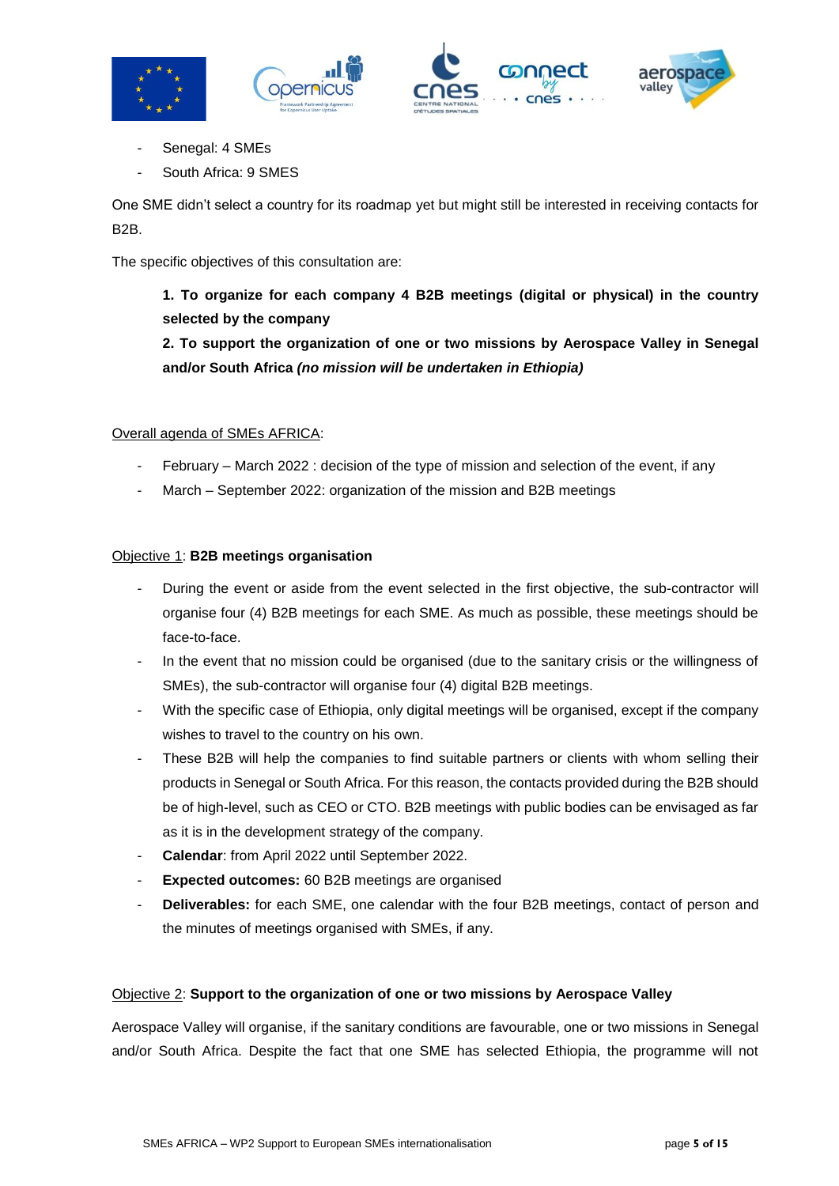- Senegal: 4 SMEs
- South Africa: 9 SMES

One SME didn't select a country for its roadmap yet but might still be interested in receiving contacts for B2B.

The specific objectives of this consultation are:

> **1. To organize for each company 4 B2B meetings (digital or physical) in the country selected by the company**
>
> **2. To support the organization of one or two missions by Aerospace Valley in Senegal and/or South Africa *(no mission will be undertaken in Ethiopia)***

<u>Overall agenda of SMEs AFRICA</u>:

- February – March 2022 : decision of the type of mission and selection of the event, if any
- March – September 2022: organization of the mission and B2B meetings

<u>Objective 1</u>: **B2B meetings organisation**

- During the event or aside from the event selected in the first objective, the sub-contractor will organise four (4) B2B meetings for each SME. As much as possible, these meetings should be face-to-face.
- In the event that no mission could be organised (due to the sanitary crisis or the willingness of SMEs), the sub-contractor will organise four (4) digital B2B meetings.
- With the specific case of Ethiopia, only digital meetings will be organised, except if the company wishes to travel to the country on his own.
- These B2B will help the companies to find suitable partners or clients with whom selling their products in Senegal or South Africa. For this reason, the contacts provided during the B2B should be of high-level, such as CEO or CTO. B2B meetings with public bodies can be envisaged as far as it is in the development strategy of the company.
- **Calendar**: from April 2022 until September 2022.
- **Expected outcomes:** 60 B2B meetings are organised
- **Deliverables:** for each SME, one calendar with the four B2B meetings, contact of person and the minutes of meetings organised with SMEs, if any.

<u>Objective 2</u>: **Support to the organization of one or two missions by Aerospace Valley**

Aerospace Valley will organise, if the sanitary conditions are favourable, one or two missions in Senegal and/or South Africa. Despite the fact that one SME has selected Ethiopia, the programme will not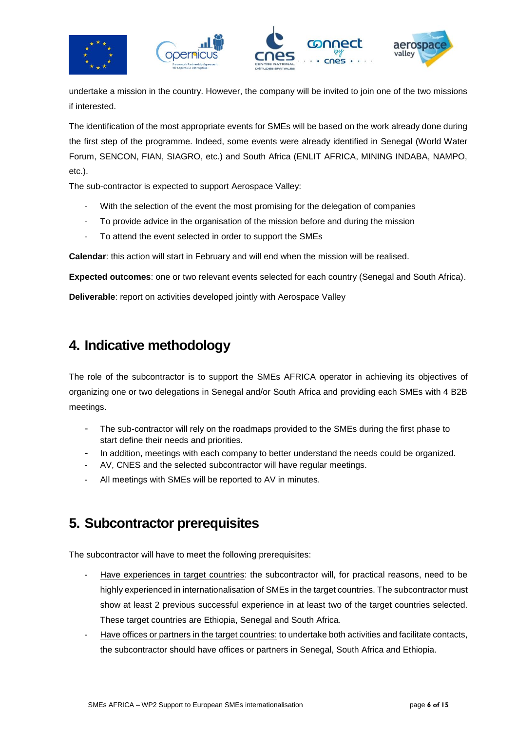undertake a mission in the country. However, the company will be invited to join one of the two missions if interested.

The identification of the most appropriate events for SMEs will be based on the work already done during the first step of the programme. Indeed, some events were already identified in Senegal (World Water Forum, SENCON, FIAN, SIAGRO, etc.) and South Africa (ENLIT AFRICA, MINING INDABA, NAMPO, etc.).

The sub-contractor is expected to support Aerospace Valley:

- With the selection of the event the most promising for the delegation of companies
- To provide advice in the organisation of the mission before and during the mission
- To attend the event selected in order to support the SMEs

**Calendar**: this action will start in February and will end when the mission will be realised.

**Expected outcomes**: one or two relevant events selected for each country (Senegal and South Africa).

**Deliverable**: report on activities developed jointly with Aerospace Valley

## 4. Indicative methodology

The role of the subcontractor is to support the SMEs AFRICA operator in achieving its objectives of organizing one or two delegations in Senegal and/or South Africa and providing each SMEs with 4 B2B meetings.

- The sub-contractor will rely on the roadmaps provided to the SMEs during the first phase to start define their needs and priorities.
- In addition, meetings with each company to better understand the needs could be organized.
- AV, CNES and the selected subcontractor will have regular meetings.
- All meetings with SMEs will be reported to AV in minutes.

## 5. Subcontractor prerequisites

The subcontractor will have to meet the following prerequisites:

- <u>Have experiences in target countries</u>: the subcontractor will, for practical reasons, need to be highly experienced in internationalisation of SMEs in the target countries. The subcontractor must show at least 2 previous successful experience in at least two of the target countries selected. These target countries are Ethiopia, Senegal and South Africa.
- <u>Have offices or partners in the target countries:</u> to undertake both activities and facilitate contacts, the subcontractor should have offices or partners in Senegal, South Africa and Ethiopia.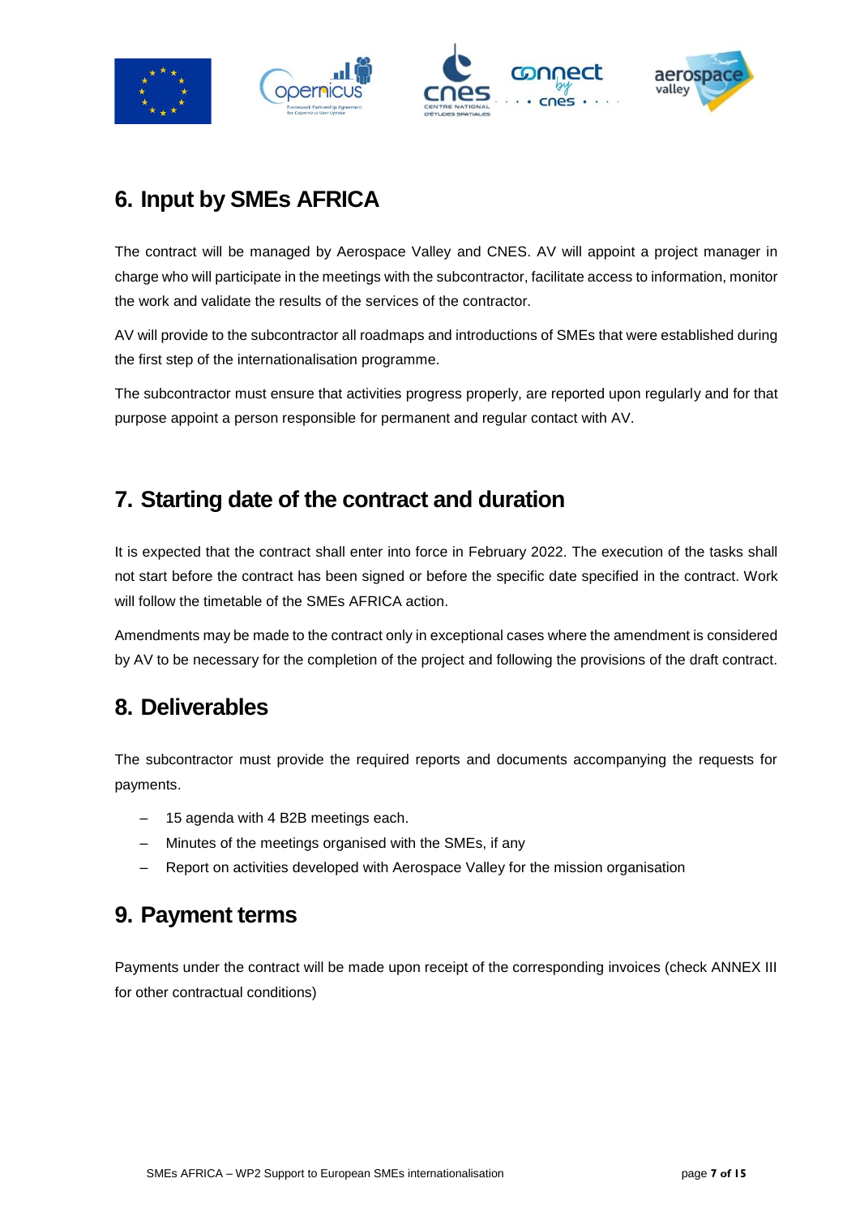## 6. Input by SMEs AFRICA

The contract will be managed by Aerospace Valley and CNES. AV will appoint a project manager in charge who will participate in the meetings with the subcontractor, facilitate access to information, monitor the work and validate the results of the services of the contractor.

AV will provide to the subcontractor all roadmaps and introductions of SMEs that were established during the first step of the internationalisation programme.

The subcontractor must ensure that activities progress properly, are reported upon regularly and for that purpose appoint a person responsible for permanent and regular contact with AV.

## 7. Starting date of the contract and duration

It is expected that the contract shall enter into force in February 2022. The execution of the tasks shall not start before the contract has been signed or before the specific date specified in the contract. Work will follow the timetable of the SMEs AFRICA action.

Amendments may be made to the contract only in exceptional cases where the amendment is considered by AV to be necessary for the completion of the project and following the provisions of the draft contract.

## 8. Deliverables

The subcontractor must provide the required reports and documents accompanying the requests for payments.

- 15 agenda with 4 B2B meetings each.
- Minutes of the meetings organised with the SMEs, if any
- Report on activities developed with Aerospace Valley for the mission organisation

## 9. Payment terms

Payments under the contract will be made upon receipt of the corresponding invoices (check ANNEX III for other contractual conditions)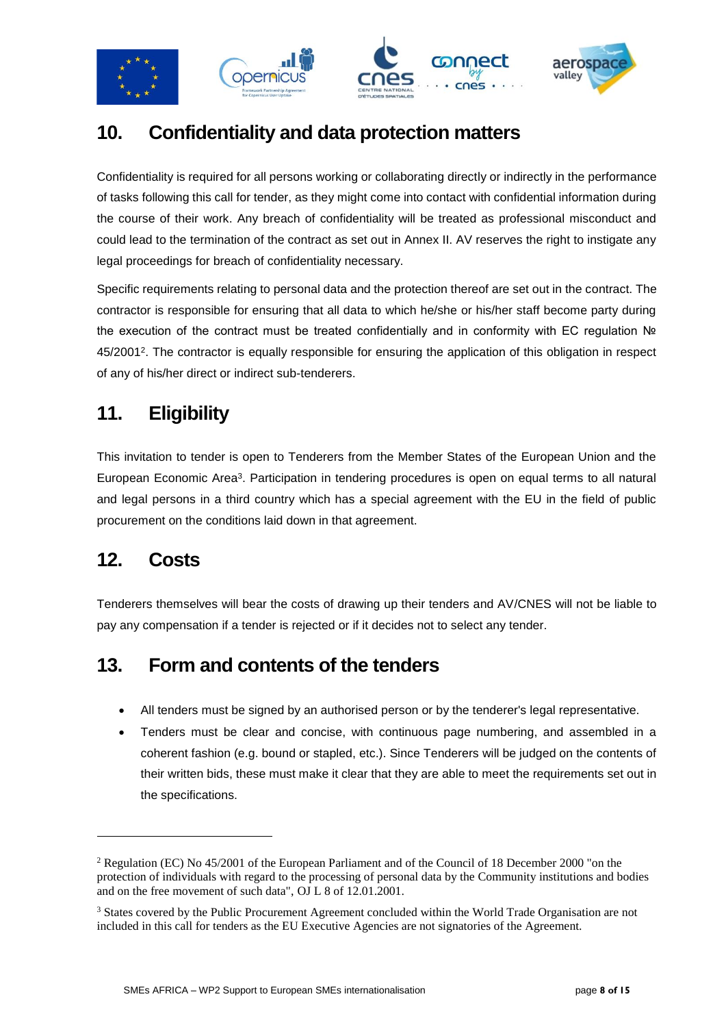## 10. Confidentiality and data protection matters

Confidentiality is required for all persons working or collaborating directly or indirectly in the performance of tasks following this call for tender, as they might come into contact with confidential information during the course of their work. Any breach of confidentiality will be treated as professional misconduct and could lead to the termination of the contract as set out in Annex II. AV reserves the right to instigate any legal proceedings for breach of confidentiality necessary.

Specific requirements relating to personal data and the protection thereof are set out in the contract. The contractor is responsible for ensuring that all data to which he/she or his/her staff become party during the execution of the contract must be treated confidentially and in conformity with EC regulation № 45/2001[2]. The contractor is equally responsible for ensuring the application of this obligation in respect of any of his/her direct or indirect sub-tenderers.

## 11. Eligibility

This invitation to tender is open to Tenderers from the Member States of the European Union and the European Economic Area[3]. Participation in tendering procedures is open on equal terms to all natural and legal persons in a third country which has a special agreement with the EU in the field of public procurement on the conditions laid down in that agreement.

## 12. Costs

Tenderers themselves will bear the costs of drawing up their tenders and AV/CNES will not be liable to pay any compensation if a tender is rejected or if it decides not to select any tender.

## 13. Form and contents of the tenders

- All tenders must be signed by an authorised person or by the tenderer's legal representative.
- Tenders must be clear and concise, with continuous page numbering, and assembled in a coherent fashion (e.g. bound or stapled, etc.). Since Tenderers will be judged on the contents of their written bids, these must make it clear that they are able to meet the requirements set out in the specifications.

---

[2] Regulation (EC) No 45/2001 of the European Parliament and of the Council of 18 December 2000 "on the protection of individuals with regard to the processing of personal data by the Community institutions and bodies and on the free movement of such data", OJ L 8 of 12.01.2001.

[3] States covered by the Public Procurement Agreement concluded within the World Trade Organisation are not included in this call for tenders as the EU Executive Agencies are not signatories of the Agreement.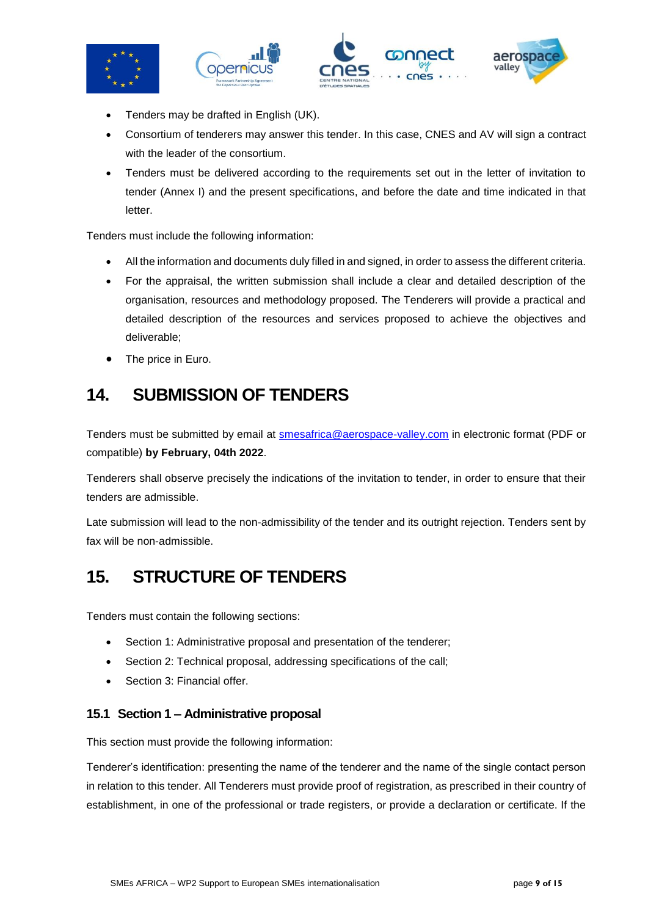- Tenders may be drafted in English (UK).
- Consortium of tenderers may answer this tender. In this case, CNES and AV will sign a contract with the leader of the consortium.
- Tenders must be delivered according to the requirements set out in the letter of invitation to tender (Annex I) and the present specifications, and before the date and time indicated in that letter.

Tenders must include the following information:

- All the information and documents duly filled in and signed, in order to assess the different criteria.
- For the appraisal, the written submission shall include a clear and detailed description of the organisation, resources and methodology proposed. The Tenderers will provide a practical and detailed description of the resources and services proposed to achieve the objectives and deliverable;
- The price in Euro.

# 14. SUBMISSION OF TENDERS

Tenders must be submitted by email at smesafrica@aerospace-valley.com in electronic format (PDF or compatible) **by February, 04th 2022**.

Tenderers shall observe precisely the indications of the invitation to tender, in order to ensure that their tenders are admissible.

Late submission will lead to the non-admissibility of the tender and its outright rejection. Tenders sent by fax will be non-admissible.

# 15. STRUCTURE OF TENDERS

Tenders must contain the following sections:

- Section 1: Administrative proposal and presentation of the tenderer;
- Section 2: Technical proposal, addressing specifications of the call;
- Section 3: Financial offer.

## 15.1 Section 1 – Administrative proposal

This section must provide the following information:

Tenderer's identification: presenting the name of the tenderer and the name of the single contact person in relation to this tender. All Tenderers must provide proof of registration, as prescribed in their country of establishment, in one of the professional or trade registers, or provide a declaration or certificate. If the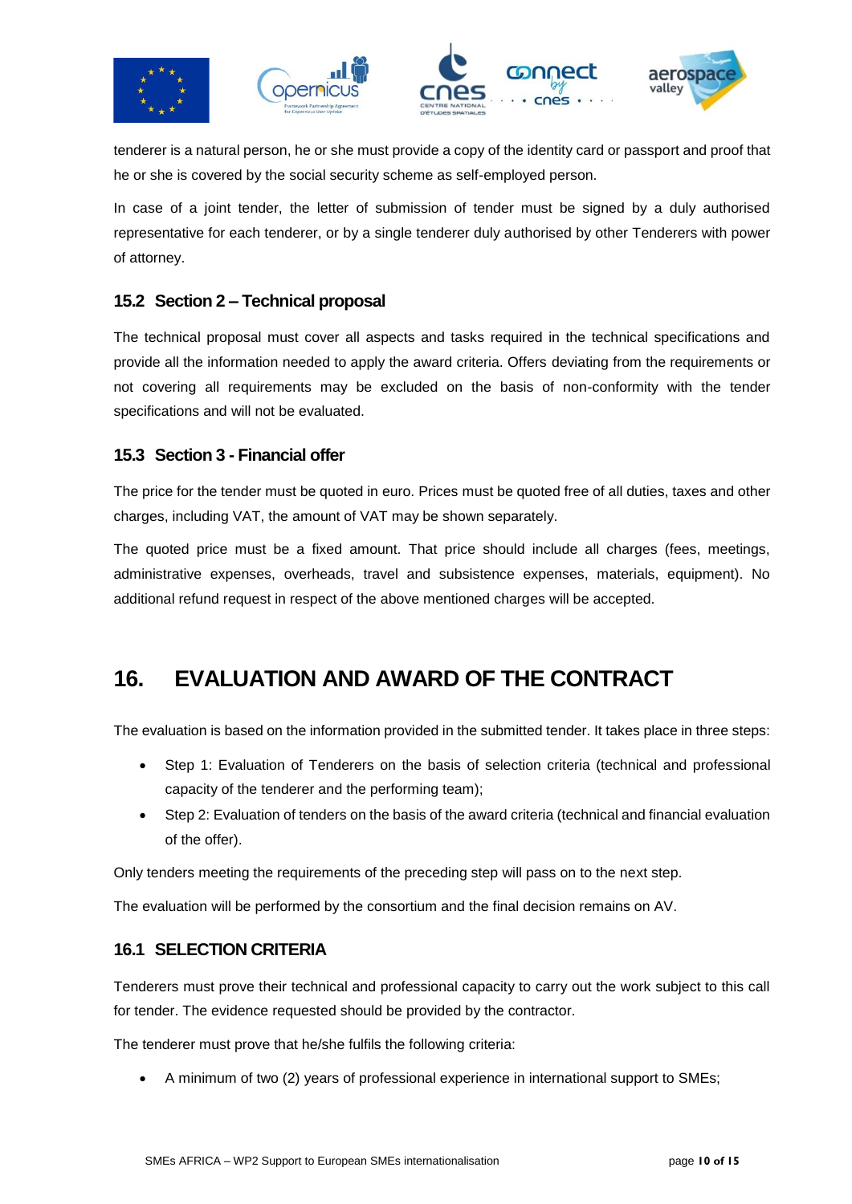tenderer is a natural person, he or she must provide a copy of the identity card or passport and proof that he or she is covered by the social security scheme as self-employed person.

In case of a joint tender, the letter of submission of tender must be signed by a duly authorised representative for each tenderer, or by a single tenderer duly authorised by other Tenderers with power of attorney.

### 15.2 Section 2 – Technical proposal

The technical proposal must cover all aspects and tasks required in the technical specifications and provide all the information needed to apply the award criteria. Offers deviating from the requirements or not covering all requirements may be excluded on the basis of non-conformity with the tender specifications and will not be evaluated.

### 15.3 Section 3 - Financial offer

The price for the tender must be quoted in euro. Prices must be quoted free of all duties, taxes and other charges, including VAT, the amount of VAT may be shown separately.

The quoted price must be a fixed amount. That price should include all charges (fees, meetings, administrative expenses, overheads, travel and subsistence expenses, materials, equipment). No additional refund request in respect of the above mentioned charges will be accepted.

## 16. EVALUATION AND AWARD OF THE CONTRACT

The evaluation is based on the information provided in the submitted tender. It takes place in three steps:

- Step 1: Evaluation of Tenderers on the basis of selection criteria (technical and professional capacity of the tenderer and the performing team);
- Step 2: Evaluation of tenders on the basis of the award criteria (technical and financial evaluation of the offer).

Only tenders meeting the requirements of the preceding step will pass on to the next step.

The evaluation will be performed by the consortium and the final decision remains on AV.

### 16.1 SELECTION CRITERIA

Tenderers must prove their technical and professional capacity to carry out the work subject to this call for tender. The evidence requested should be provided by the contractor.

The tenderer must prove that he/she fulfils the following criteria:

- A minimum of two (2) years of professional experience in international support to SMEs;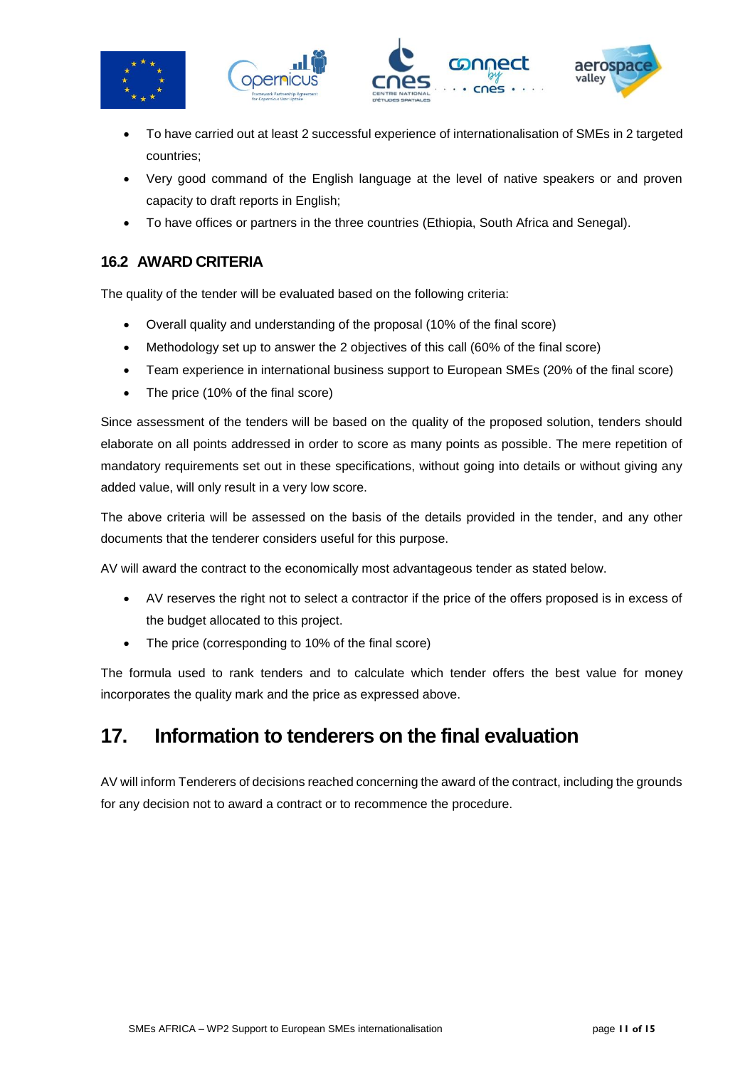- To have carried out at least 2 successful experience of internationalisation of SMEs in 2 targeted countries;
- Very good command of the English language at the level of native speakers or and proven capacity to draft reports in English;
- To have offices or partners in the three countries (Ethiopia, South Africa and Senegal).

### 16.2 AWARD CRITERIA

The quality of the tender will be evaluated based on the following criteria:

- Overall quality and understanding of the proposal (10% of the final score)
- Methodology set up to answer the 2 objectives of this call (60% of the final score)
- Team experience in international business support to European SMEs (20% of the final score)
- The price (10% of the final score)

Since assessment of the tenders will be based on the quality of the proposed solution, tenders should elaborate on all points addressed in order to score as many points as possible. The mere repetition of mandatory requirements set out in these specifications, without going into details or without giving any added value, will only result in a very low score.

The above criteria will be assessed on the basis of the details provided in the tender, and any other documents that the tenderer considers useful for this purpose.

AV will award the contract to the economically most advantageous tender as stated below.

- AV reserves the right not to select a contractor if the price of the offers proposed is in excess of the budget allocated to this project.
- The price (corresponding to 10% of the final score)

The formula used to rank tenders and to calculate which tender offers the best value for money incorporates the quality mark and the price as expressed above.

## 17. Information to tenderers on the final evaluation

AV will inform Tenderers of decisions reached concerning the award of the contract, including the grounds for any decision not to award a contract or to recommence the procedure.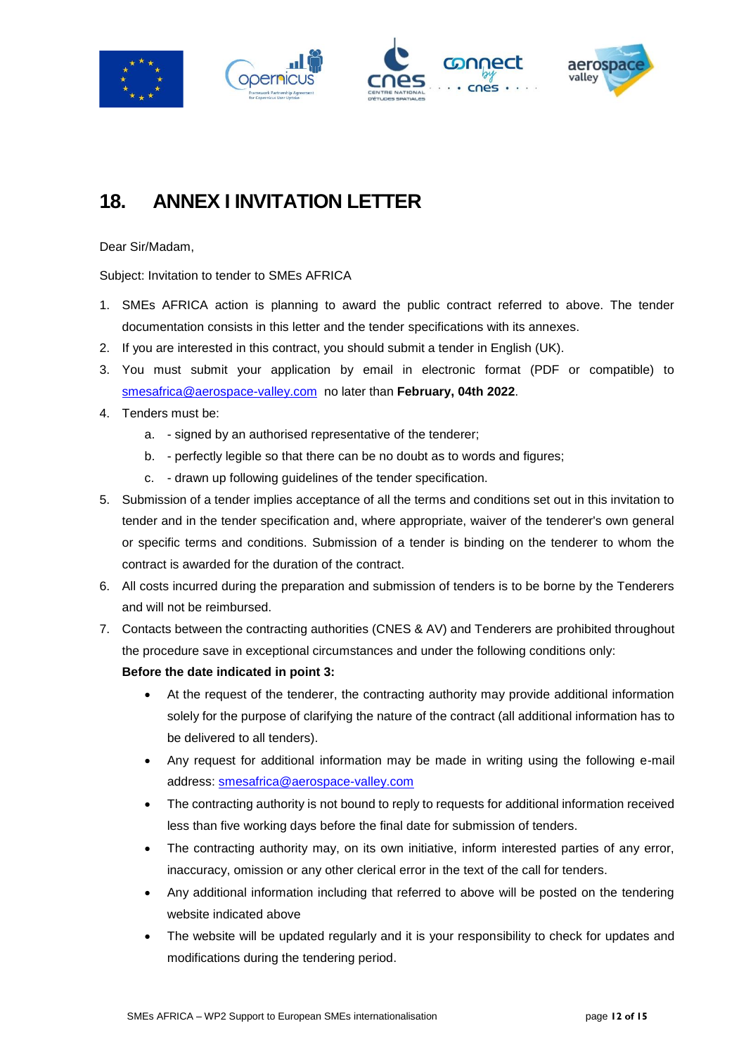# 18. ANNEX I INVITATION LETTER

Dear Sir/Madam,

Subject: Invitation to tender to SMEs AFRICA

1. SMEs AFRICA action is planning to award the public contract referred to above. The tender documentation consists in this letter and the tender specifications with its annexes.
2. If you are interested in this contract, you should submit a tender in English (UK).
3. You must submit your application by email in electronic format (PDF or compatible) to smesafrica@aerospace-valley.com no later than **February, 04th 2022**.
4. Tenders must be:
   a. - signed by an authorised representative of the tenderer;
   b. - perfectly legible so that there can be no doubt as to words and figures;
   c. - drawn up following guidelines of the tender specification.
5. Submission of a tender implies acceptance of all the terms and conditions set out in this invitation to tender and in the tender specification and, where appropriate, waiver of the tenderer's own general or specific terms and conditions. Submission of a tender is binding on the tenderer to whom the contract is awarded for the duration of the contract.
6. All costs incurred during the preparation and submission of tenders is to be borne by the Tenderers and will not be reimbursed.
7. Contacts between the contracting authorities (CNES & AV) and Tenderers are prohibited throughout the procedure save in exceptional circumstances and under the following conditions only:

   **Before the date indicated in point 3:**

   - At the request of the tenderer, the contracting authority may provide additional information solely for the purpose of clarifying the nature of the contract (all additional information has to be delivered to all tenders).
   - Any request for additional information may be made in writing using the following e-mail address: smesafrica@aerospace-valley.com
   - The contracting authority is not bound to reply to requests for additional information received less than five working days before the final date for submission of tenders.
   - The contracting authority may, on its own initiative, inform interested parties of any error, inaccuracy, omission or any other clerical error in the text of the call for tenders.
   - Any additional information including that referred to above will be posted on the tendering website indicated above
   - The website will be updated regularly and it is your responsibility to check for updates and modifications during the tendering period.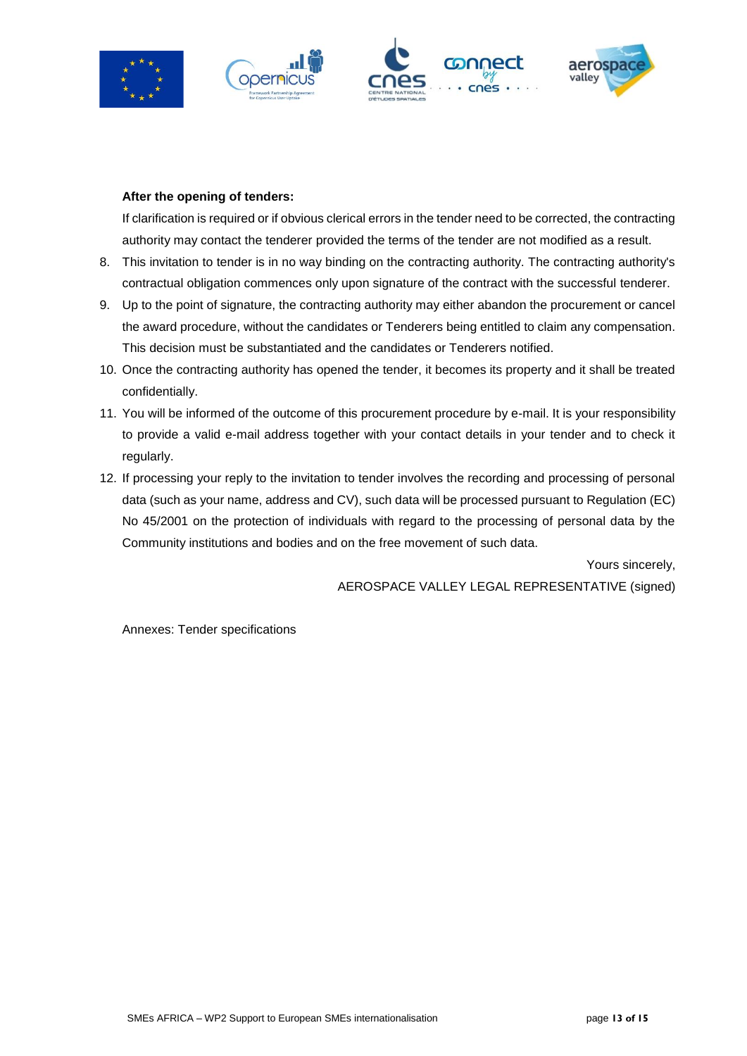**After the opening of tenders:**

If clarification is required or if obvious clerical errors in the tender need to be corrected, the contracting authority may contact the tenderer provided the terms of the tender are not modified as a result.

8. This invitation to tender is in no way binding on the contracting authority. The contracting authority's contractual obligation commences only upon signature of the contract with the successful tenderer.
9. Up to the point of signature, the contracting authority may either abandon the procurement or cancel the award procedure, without the candidates or Tenderers being entitled to claim any compensation. This decision must be substantiated and the candidates or Tenderers notified.
10. Once the contracting authority has opened the tender, it becomes its property and it shall be treated confidentially.
11. You will be informed of the outcome of this procurement procedure by e-mail. It is your responsibility to provide a valid e-mail address together with your contact details in your tender and to check it regularly.
12. If processing your reply to the invitation to tender involves the recording and processing of personal data (such as your name, address and CV), such data will be processed pursuant to Regulation (EC) No 45/2001 on the protection of individuals with regard to the processing of personal data by the Community institutions and bodies and on the free movement of such data.

Yours sincerely,

AEROSPACE VALLEY LEGAL REPRESENTATIVE (signed)

Annexes: Tender specifications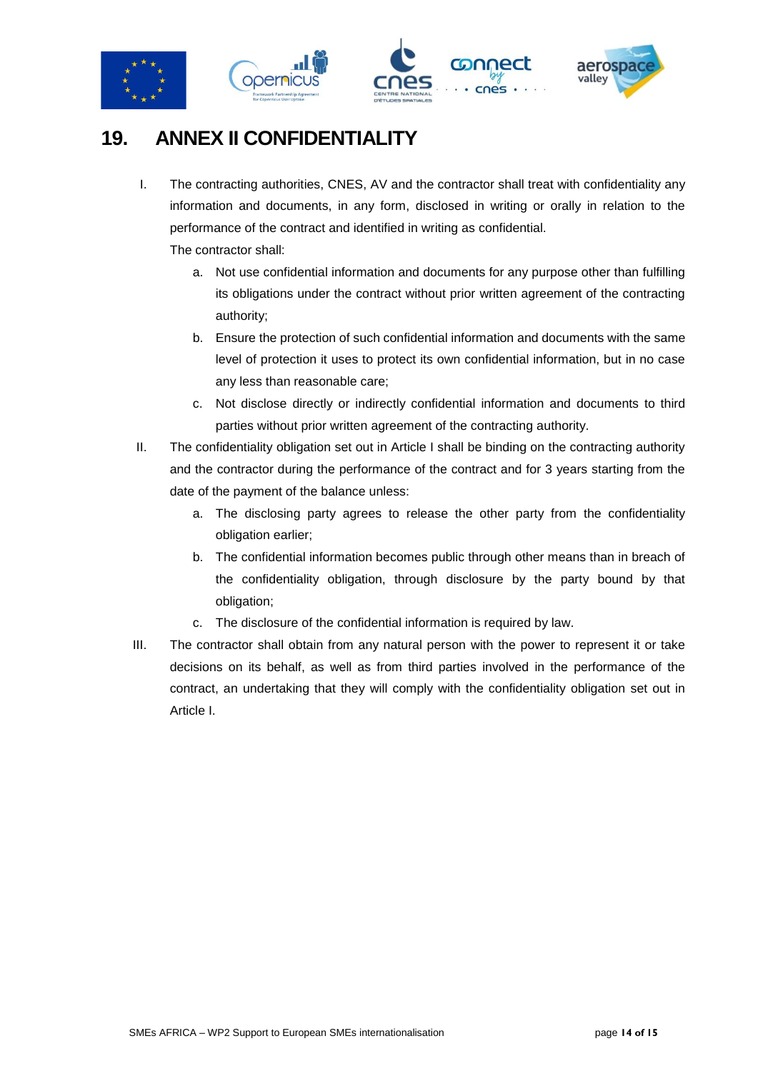# 19. ANNEX II CONFIDENTIALITY

I. The contracting authorities, CNES, AV and the contractor shall treat with confidentiality any information and documents, in any form, disclosed in writing or orally in relation to the performance of the contract and identified in writing as confidential.

   The contractor shall:

   a. Not use confidential information and documents for any purpose other than fulfilling its obligations under the contract without prior written agreement of the contracting authority;
   b. Ensure the protection of such confidential information and documents with the same level of protection it uses to protect its own confidential information, but in no case any less than reasonable care;
   c. Not disclose directly or indirectly confidential information and documents to third parties without prior written agreement of the contracting authority.

II. The confidentiality obligation set out in Article I shall be binding on the contracting authority and the contractor during the performance of the contract and for 3 years starting from the date of the payment of the balance unless:

   a. The disclosing party agrees to release the other party from the confidentiality obligation earlier;
   b. The confidential information becomes public through other means than in breach of the confidentiality obligation, through disclosure by the party bound by that obligation;
   c. The disclosure of the confidential information is required by law.

III. The contractor shall obtain from any natural person with the power to represent it or take decisions on its behalf, as well as from third parties involved in the performance of the contract, an undertaking that they will comply with the confidentiality obligation set out in Article I.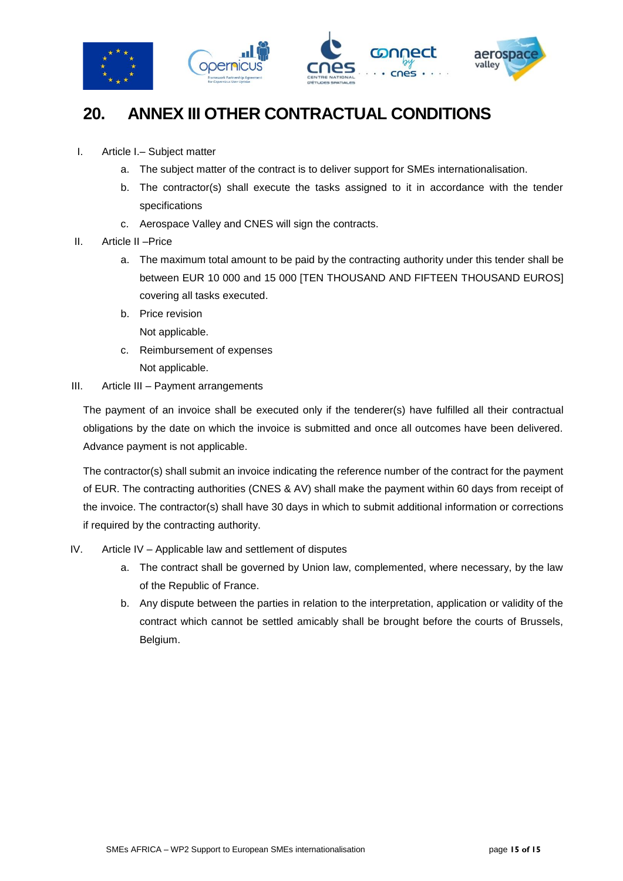# 20. ANNEX III OTHER CONTRACTUAL CONDITIONS

I. Article I.– Subject matter

   a. The subject matter of the contract is to deliver support for SMEs internationalisation.

   b. The contractor(s) shall execute the tasks assigned to it in accordance with the tender specifications

   c. Aerospace Valley and CNES will sign the contracts.

II. Article II –Price

   a. The maximum total amount to be paid by the contracting authority under this tender shall be between EUR 10 000 and 15 000 [TEN THOUSAND AND FIFTEEN THOUSAND EUROS] covering all tasks executed.

   b. Price revision

      Not applicable.

   c. Reimbursement of expenses

      Not applicable.

III. Article III – Payment arrangements

The payment of an invoice shall be executed only if the tenderer(s) have fulfilled all their contractual obligations by the date on which the invoice is submitted and once all outcomes have been delivered. Advance payment is not applicable.

The contractor(s) shall submit an invoice indicating the reference number of the contract for the payment of EUR. The contracting authorities (CNES & AV) shall make the payment within 60 days from receipt of the invoice. The contractor(s) shall have 30 days in which to submit additional information or corrections if required by the contracting authority.

IV. Article IV – Applicable law and settlement of disputes

   a. The contract shall be governed by Union law, complemented, where necessary, by the law of the Republic of France.

   b. Any dispute between the parties in relation to the interpretation, application or validity of the contract which cannot be settled amicably shall be brought before the courts of Brussels, Belgium.